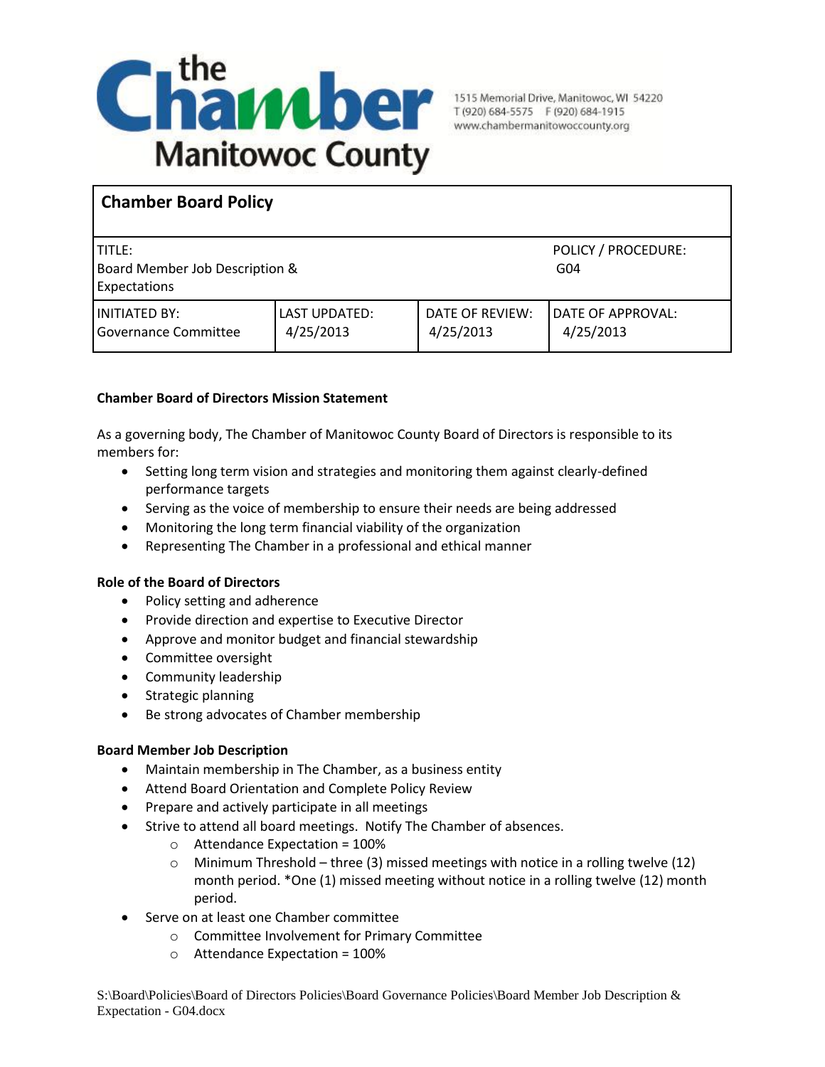the Chamber Manitowoc County

1515 Memorial Drive, Manitowoc, WI 54220
T (920) 684-5575 F (920) 684-1915
www.chambermanitowoccounty.org

| **Chamber Board Policy** | | | |
|---|---|---|---|
| TITLE: Board Member Job Description & Expectations | | | POLICY / PROCEDURE: G04 |
| INITIATED BY: Governance Committee | LAST UPDATED: 4/25/2013 | DATE OF REVIEW: 4/25/2013 | DATE OF APPROVAL: 4/25/2013 |

**Chamber Board of Directors Mission Statement**

As a governing body, The Chamber of Manitowoc County Board of Directors is responsible to its members for:

- Setting long term vision and strategies and monitoring them against clearly-defined performance targets
- Serving as the voice of membership to ensure their needs are being addressed
- Monitoring the long term financial viability of the organization
- Representing The Chamber in a professional and ethical manner

**Role of the Board of Directors**

- Policy setting and adherence
- Provide direction and expertise to Executive Director
- Approve and monitor budget and financial stewardship
- Committee oversight
- Community leadership
- Strategic planning
- Be strong advocates of Chamber membership

**Board Member Job Description**

- Maintain membership in The Chamber, as a business entity
- Attend Board Orientation and Complete Policy Review
- Prepare and actively participate in all meetings
- Strive to attend all board meetings. Notify The Chamber of absences.
    - Attendance Expectation = 100%
    - Minimum Threshold – three (3) missed meetings with notice in a rolling twelve (12) month period. *One (1) missed meeting without notice in a rolling twelve (12) month period.
- Serve on at least one Chamber committee
    - Committee Involvement for Primary Committee
    - Attendance Expectation = 100%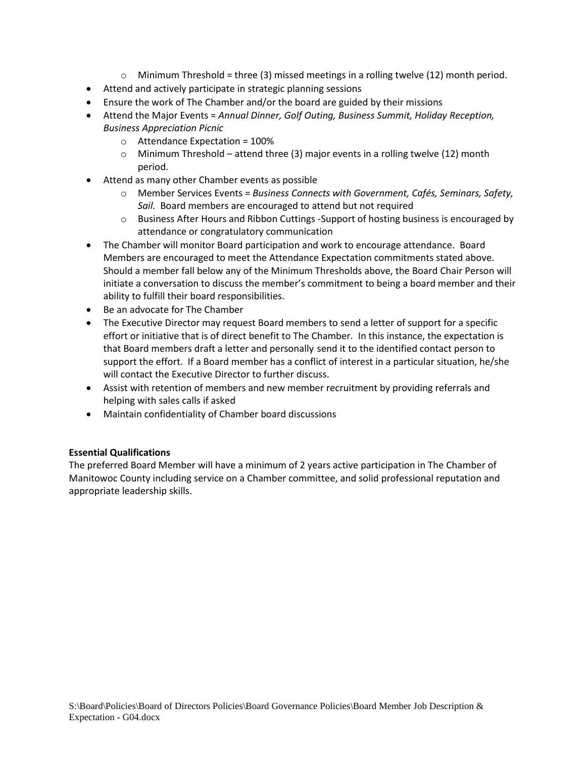- Minimum Threshold = three (3) missed meetings in a rolling twelve (12) month period.
- Attend and actively participate in strategic planning sessions
- Ensure the work of The Chamber and/or the board are guided by their missions
- Attend the Major Events = *Annual Dinner, Golf Outing, Business Summit, Holiday Reception, Business Appreciation Picnic*
  - Attendance Expectation = 100%
  - Minimum Threshold – attend three (3) major events in a rolling twelve (12) month period.
- Attend as many other Chamber events as possible
  - Member Services Events = *Business Connects with Government, Cafés, Seminars, Safety, Sail.* Board members are encouraged to attend but not required
  - Business After Hours and Ribbon Cuttings -Support of hosting business is encouraged by attendance or congratulatory communication
- The Chamber will monitor Board participation and work to encourage attendance. Board Members are encouraged to meet the Attendance Expectation commitments stated above. Should a member fall below any of the Minimum Thresholds above, the Board Chair Person will initiate a conversation to discuss the member's commitment to being a board member and their ability to fulfill their board responsibilities.
- Be an advocate for The Chamber
- The Executive Director may request Board members to send a letter of support for a specific effort or initiative that is of direct benefit to The Chamber. In this instance, the expectation is that Board members draft a letter and personally send it to the identified contact person to support the effort. If a Board member has a conflict of interest in a particular situation, he/she will contact the Executive Director to further discuss.
- Assist with retention of members and new member recruitment by providing referrals and helping with sales calls if asked
- Maintain confidentiality of Chamber board discussions

**Essential Qualifications**

The preferred Board Member will have a minimum of 2 years active participation in The Chamber of Manitowoc County including service on a Chamber committee, and solid professional reputation and appropriate leadership skills.